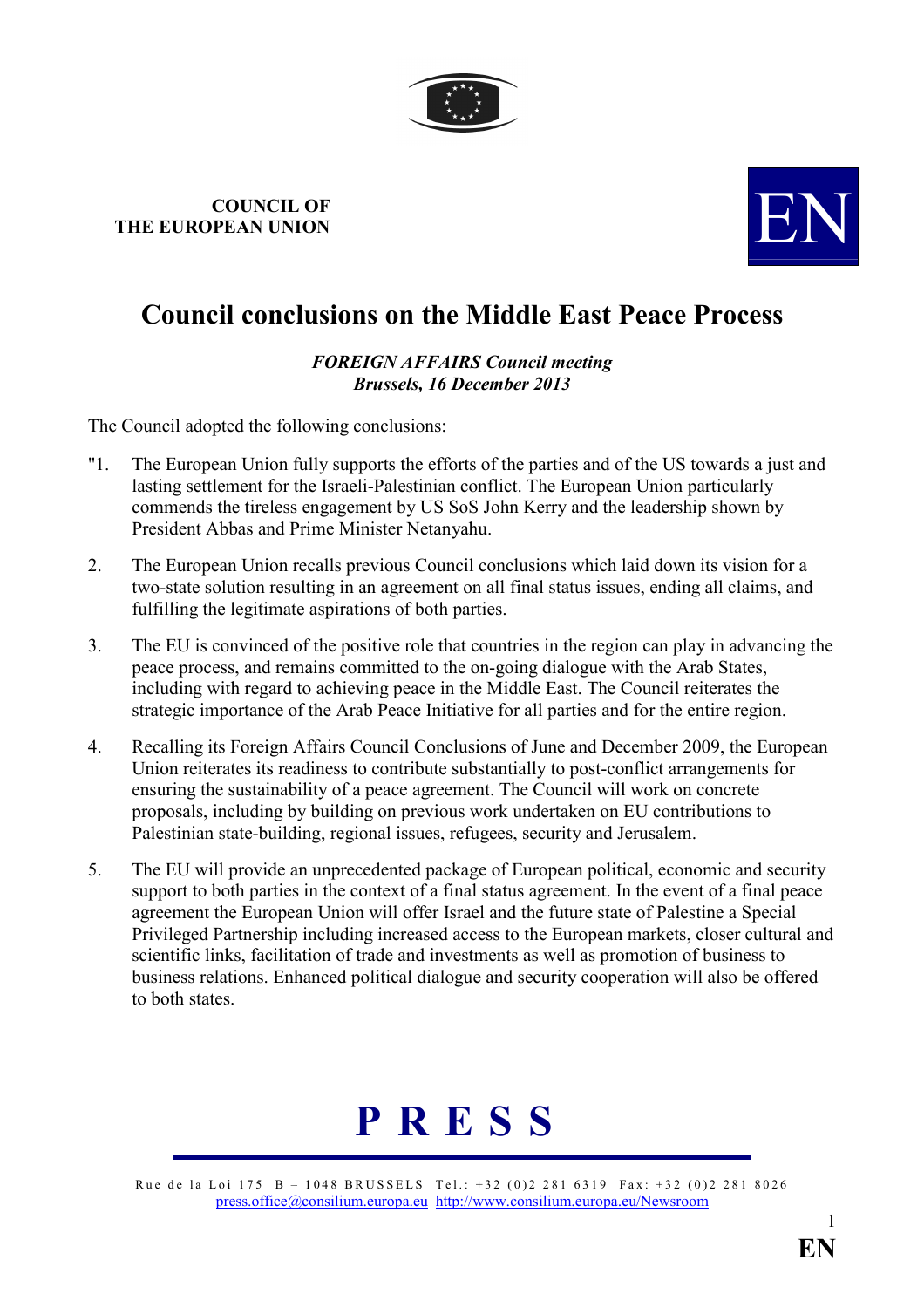**COUNCIL OF THE EUROPEAN UNION**

EN

# Council conclusions on the Middle East Peace Process

***FOREIGN AFFAIRS Council meeting***
***Brussels, 16 December 2013***

The Council adopted the following conclusions:

"1. The European Union fully supports the efforts of the parties and of the US towards a just and lasting settlement for the Israeli-Palestinian conflict. The European Union particularly commends the tireless engagement by US SoS John Kerry and the leadership shown by President Abbas and Prime Minister Netanyahu.

2. The European Union recalls previous Council conclusions which laid down its vision for a two-state solution resulting in an agreement on all final status issues, ending all claims, and fulfilling the legitimate aspirations of both parties.

3. The EU is convinced of the positive role that countries in the region can play in advancing the peace process, and remains committed to the on-going dialogue with the Arab States, including with regard to achieving peace in the Middle East. The Council reiterates the strategic importance of the Arab Peace Initiative for all parties and for the entire region.

4. Recalling its Foreign Affairs Council Conclusions of June and December 2009, the European Union reiterates its readiness to contribute substantially to post-conflict arrangements for ensuring the sustainability of a peace agreement. The Council will work on concrete proposals, including by building on previous work undertaken on EU contributions to Palestinian state-building, regional issues, refugees, security and Jerusalem.

5. The EU will provide an unprecedented package of European political, economic and security support to both parties in the context of a final status agreement. In the event of a final peace agreement the European Union will offer Israel and the future state of Palestine a Special Privileged Partnership including increased access to the European markets, closer cultural and scientific links, facilitation of trade and investments as well as promotion of business to business relations. Enhanced political dialogue and security cooperation will also be offered to both states.

**P R E S S**

Rue de la Loi 175 B – 1048 BRUSSELS Tel.: +32 (0)2 281 6319 Fax: +32 (0)2 281 8026
press.office@consilium.europa.eu http://www.consilium.europa.eu/Newsroom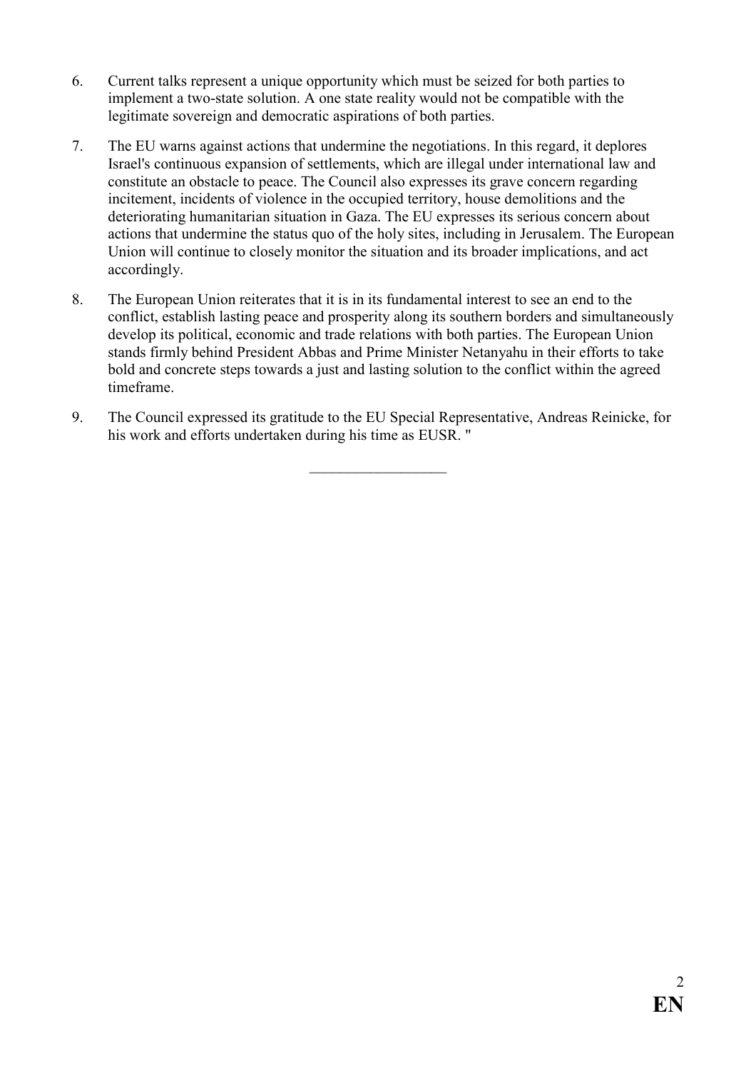6. Current talks represent a unique opportunity which must be seized for both parties to implement a two-state solution. A one state reality would not be compatible with the legitimate sovereign and democratic aspirations of both parties.

7. The EU warns against actions that undermine the negotiations. In this regard, it deplores Israel's continuous expansion of settlements, which are illegal under international law and constitute an obstacle to peace. The Council also expresses its grave concern regarding incitement, incidents of violence in the occupied territory, house demolitions and the deteriorating humanitarian situation in Gaza. The EU expresses its serious concern about actions that undermine the status quo of the holy sites, including in Jerusalem. The European Union will continue to closely monitor the situation and its broader implications, and act accordingly.

8. The European Union reiterates that it is in its fundamental interest to see an end to the conflict, establish lasting peace and prosperity along its southern borders and simultaneously develop its political, economic and trade relations with both parties. The European Union stands firmly behind President Abbas and Prime Minister Netanyahu in their efforts to take bold and concrete steps towards a just and lasting solution to the conflict within the agreed timeframe.

9. The Council expressed its gratitude to the EU Special Representative, Andreas Reinicke, for his work and efforts undertaken during his time as EUSR. "

---